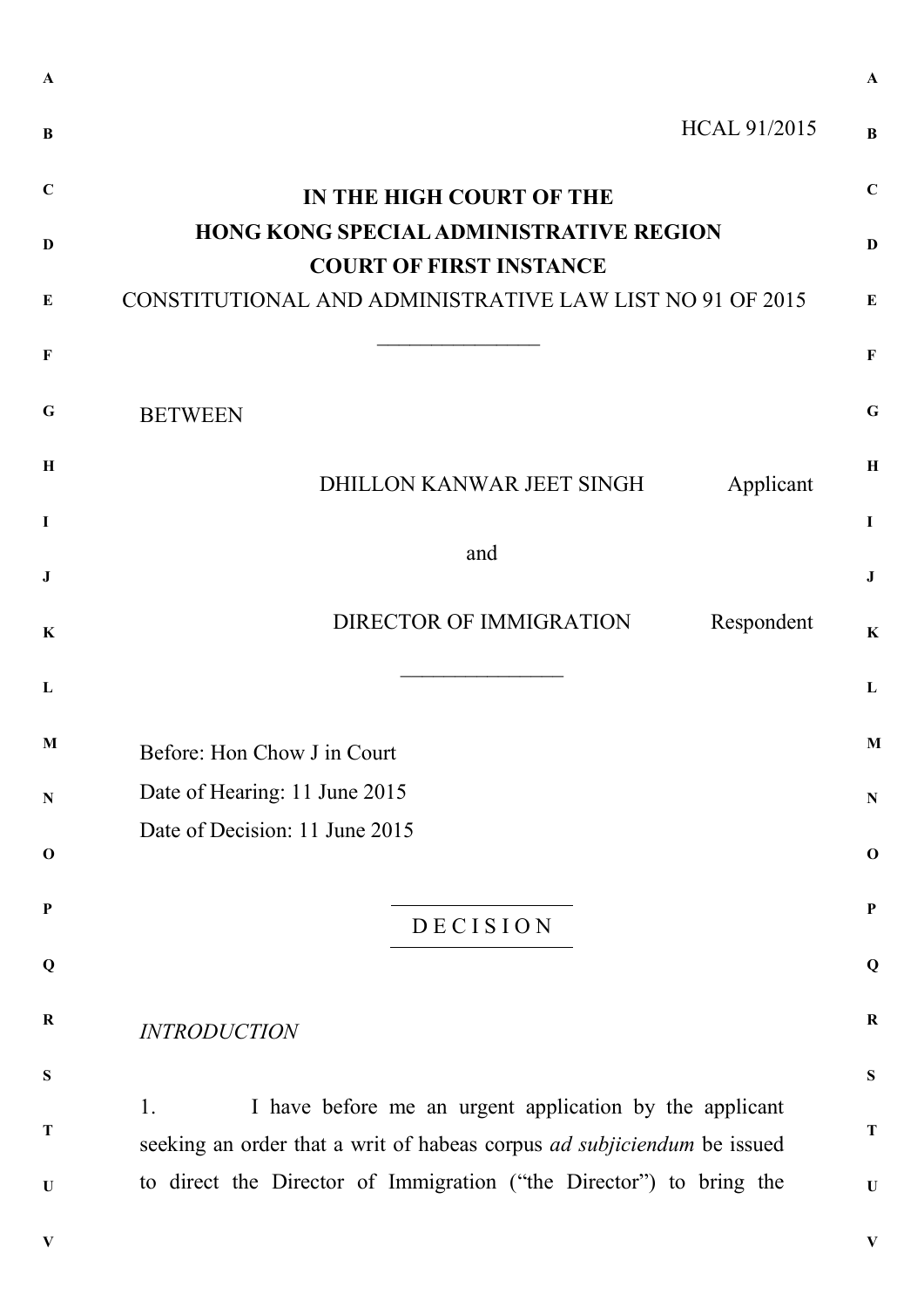HCAL 91/2015

**IN THE HIGH COURT OF THE**
**HONG KONG SPECIAL ADMINISTRATIVE REGION**
**COURT OF FIRST INSTANCE**

CONSTITUTIONAL AND ADMINISTRATIVE LAW LIST NO 91 OF 2015

---

BETWEEN

DHILLON KANWAR JEET SINGH — Applicant

and

DIRECTOR OF IMMIGRATION — Respondent

---

Before: Hon Chow J in Court

Date of Hearing: 11 June 2015

Date of Decision: 11 June 2015

---

## D E C I S I O N

---

*INTRODUCTION*

1. I have before me an urgent application by the applicant seeking an order that a writ of habeas corpus *ad subjiciendum* be issued to direct the Director of Immigration ("the Director") to bring the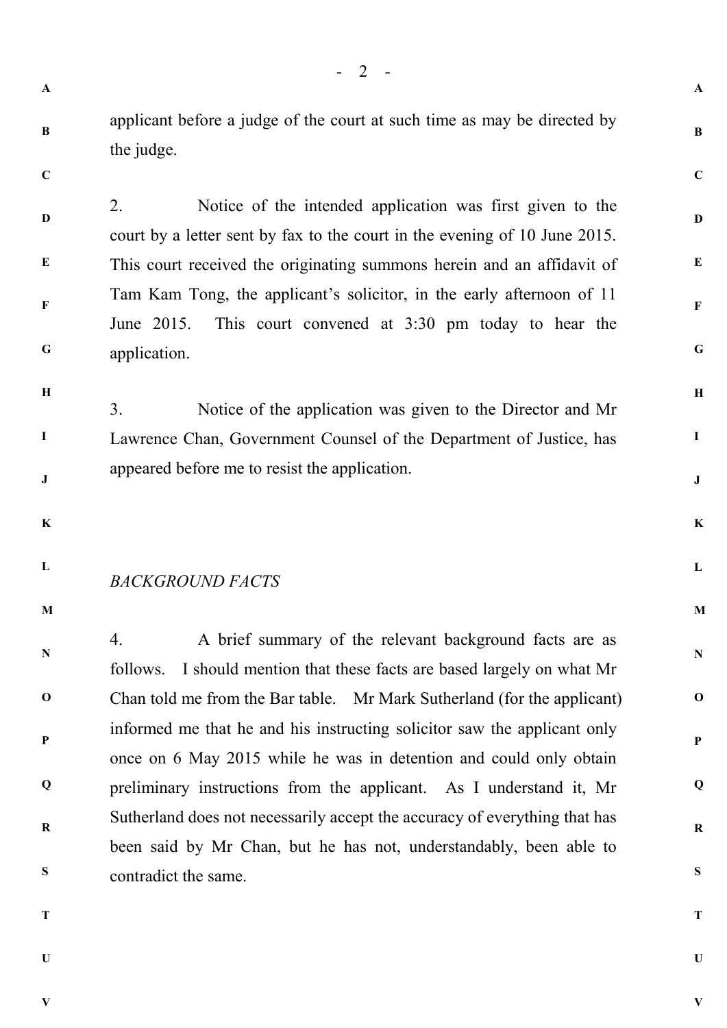applicant before a judge of the court at such time as may be directed by the judge.

2. Notice of the intended application was first given to the court by a letter sent by fax to the court in the evening of 10 June 2015. This court received the originating summons herein and an affidavit of Tam Kam Tong, the applicant's solicitor, in the early afternoon of 11 June 2015. This court convened at 3:30 pm today to hear the application.

3. Notice of the application was given to the Director and Mr Lawrence Chan, Government Counsel of the Department of Justice, has appeared before me to resist the application.

*BACKGROUND FACTS*

4. A brief summary of the relevant background facts are as follows. I should mention that these facts are based largely on what Mr Chan told me from the Bar table. Mr Mark Sutherland (for the applicant) informed me that he and his instructing solicitor saw the applicant only once on 6 May 2015 while he was in detention and could only obtain preliminary instructions from the applicant. As I understand it, Mr Sutherland does not necessarily accept the accuracy of everything that has been said by Mr Chan, but he has not, understandably, been able to contradict the same.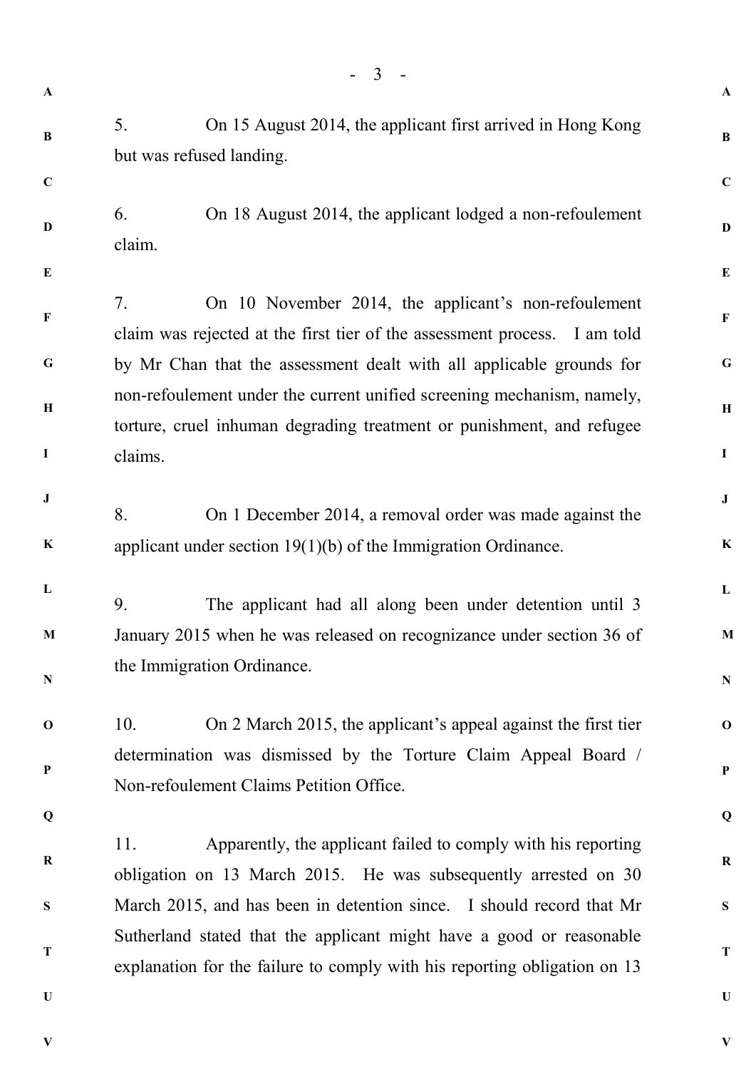5. On 15 August 2014, the applicant first arrived in Hong Kong but was refused landing.

6. On 18 August 2014, the applicant lodged a non-refoulement claim.

7. On 10 November 2014, the applicant's non-refoulement claim was rejected at the first tier of the assessment process. I am told by Mr Chan that the assessment dealt with all applicable grounds for non-refoulement under the current unified screening mechanism, namely, torture, cruel inhuman degrading treatment or punishment, and refugee claims.

8. On 1 December 2014, a removal order was made against the applicant under section 19(1)(b) of the Immigration Ordinance.

9. The applicant had all along been under detention until 3 January 2015 when he was released on recognizance under section 36 of the Immigration Ordinance.

10. On 2 March 2015, the applicant's appeal against the first tier determination was dismissed by the Torture Claim Appeal Board / Non-refoulement Claims Petition Office.

11. Apparently, the applicant failed to comply with his reporting obligation on 13 March 2015. He was subsequently arrested on 30 March 2015, and has been in detention since. I should record that Mr Sutherland stated that the applicant might have a good or reasonable explanation for the failure to comply with his reporting obligation on 13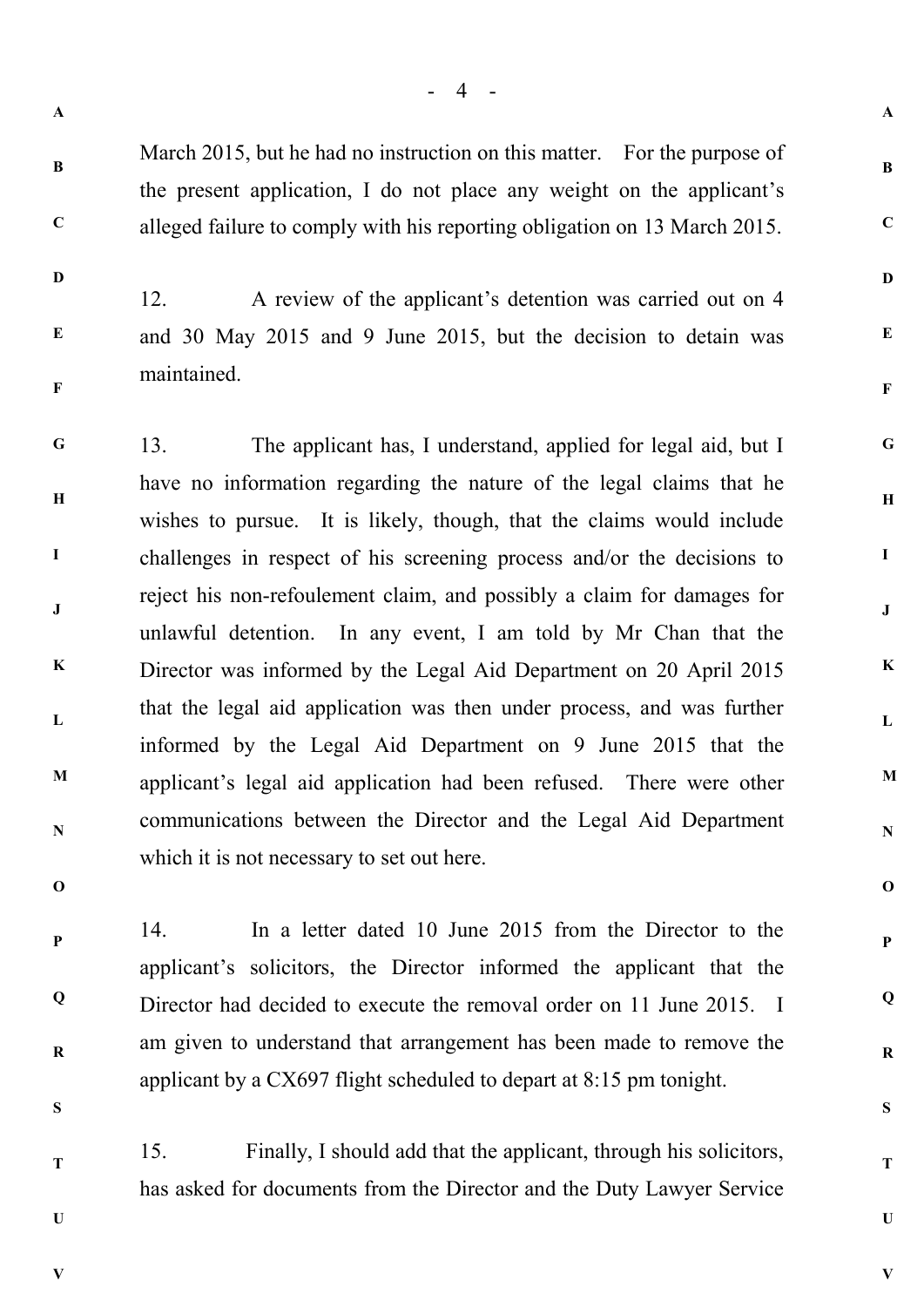March 2015, but he had no instruction on this matter. For the purpose of the present application, I do not place any weight on the applicant's alleged failure to comply with his reporting obligation on 13 March 2015.

12. A review of the applicant's detention was carried out on 4 and 30 May 2015 and 9 June 2015, but the decision to detain was maintained.

13. The applicant has, I understand, applied for legal aid, but I have no information regarding the nature of the legal claims that he wishes to pursue. It is likely, though, that the claims would include challenges in respect of his screening process and/or the decisions to reject his non-refoulement claim, and possibly a claim for damages for unlawful detention. In any event, I am told by Mr Chan that the Director was informed by the Legal Aid Department on 20 April 2015 that the legal aid application was then under process, and was further informed by the Legal Aid Department on 9 June 2015 that the applicant's legal aid application had been refused. There were other communications between the Director and the Legal Aid Department which it is not necessary to set out here.

14. In a letter dated 10 June 2015 from the Director to the applicant's solicitors, the Director informed the applicant that the Director had decided to execute the removal order on 11 June 2015. I am given to understand that arrangement has been made to remove the applicant by a CX697 flight scheduled to depart at 8:15 pm tonight.

15. Finally, I should add that the applicant, through his solicitors, has asked for documents from the Director and the Duty Lawyer Service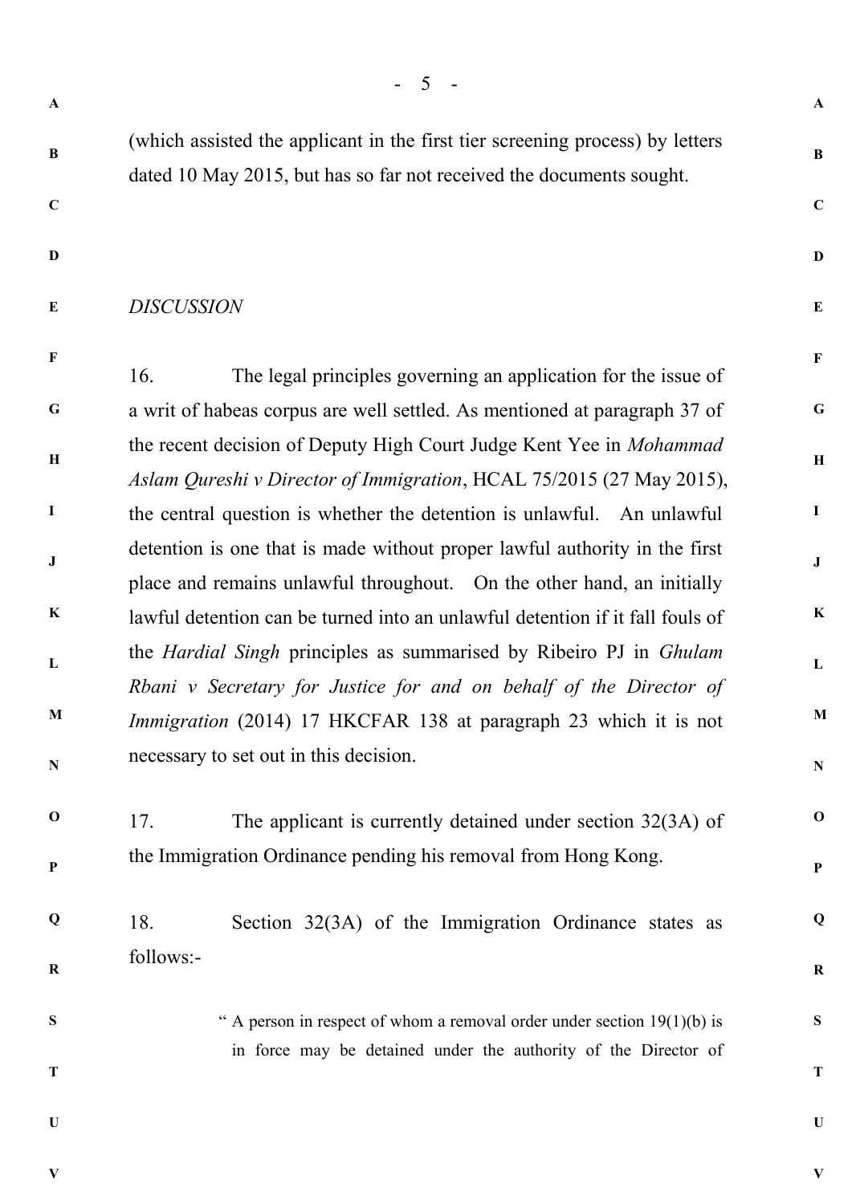(which assisted the applicant in the first tier screening process) by letters dated 10 May 2015, but has so far not received the documents sought.

*DISCUSSION*

16. The legal principles governing an application for the issue of a writ of habeas corpus are well settled. As mentioned at paragraph 37 of the recent decision of Deputy High Court Judge Kent Yee in *Mohammad Aslam Qureshi v Director of Immigration*, HCAL 75/2015 (27 May 2015), the central question is whether the detention is unlawful. An unlawful detention is one that is made without proper lawful authority in the first place and remains unlawful throughout. On the other hand, an initially lawful detention can be turned into an unlawful detention if it fall fouls of the *Hardial Singh* principles as summarised by Ribeiro PJ in *Ghulam Rbani v Secretary for Justice for and on behalf of the Director of Immigration* (2014) 17 HKCFAR 138 at paragraph 23 which it is not necessary to set out in this decision.

17. The applicant is currently detained under section 32(3A) of the Immigration Ordinance pending his removal from Hong Kong.

18. Section 32(3A) of the Immigration Ordinance states as follows:-

> " A person in respect of whom a removal order under section 19(1)(b) is in force may be detained under the authority of the Director of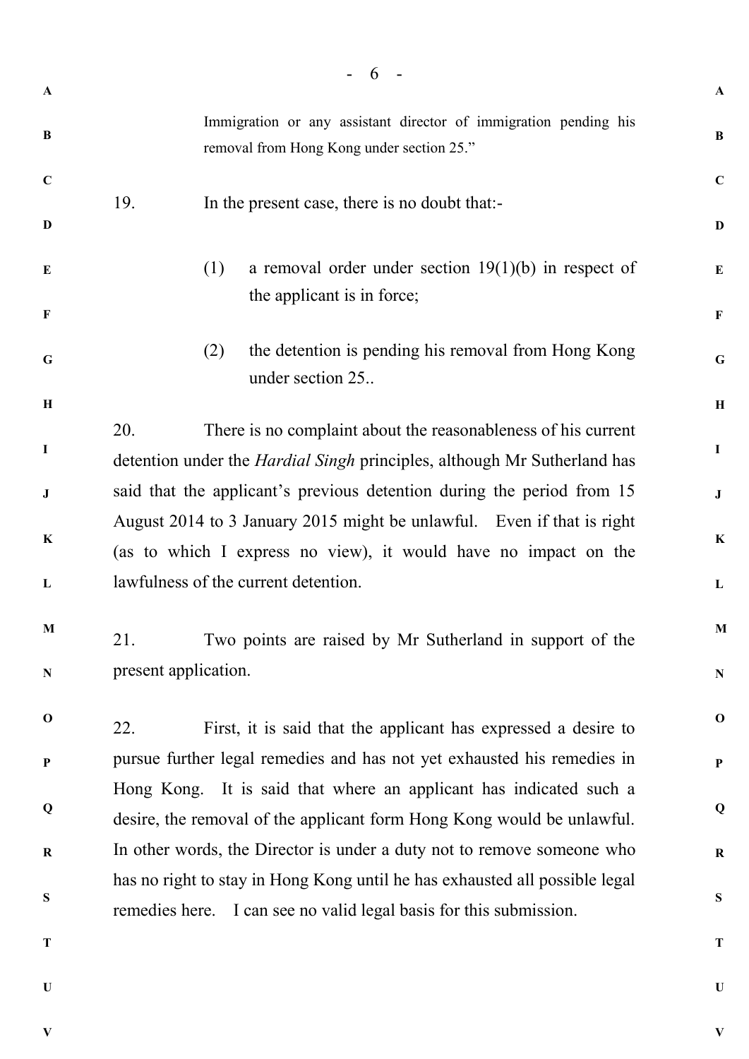Immigration or any assistant director of immigration pending his removal from Hong Kong under section 25."

19. In the present case, there is no doubt that:-

(1) a removal order under section 19(1)(b) in respect of the applicant is in force;

(2) the detention is pending his removal from Hong Kong under section 25..

20. There is no complaint about the reasonableness of his current detention under the *Hardial Singh* principles, although Mr Sutherland has said that the applicant's previous detention during the period from 15 August 2014 to 3 January 2015 might be unlawful. Even if that is right (as to which I express no view), it would have no impact on the lawfulness of the current detention.

21. Two points are raised by Mr Sutherland in support of the present application.

22. First, it is said that the applicant has expressed a desire to pursue further legal remedies and has not yet exhausted his remedies in Hong Kong. It is said that where an applicant has indicated such a desire, the removal of the applicant form Hong Kong would be unlawful. In other words, the Director is under a duty not to remove someone who has no right to stay in Hong Kong until he has exhausted all possible legal remedies here. I can see no valid legal basis for this submission.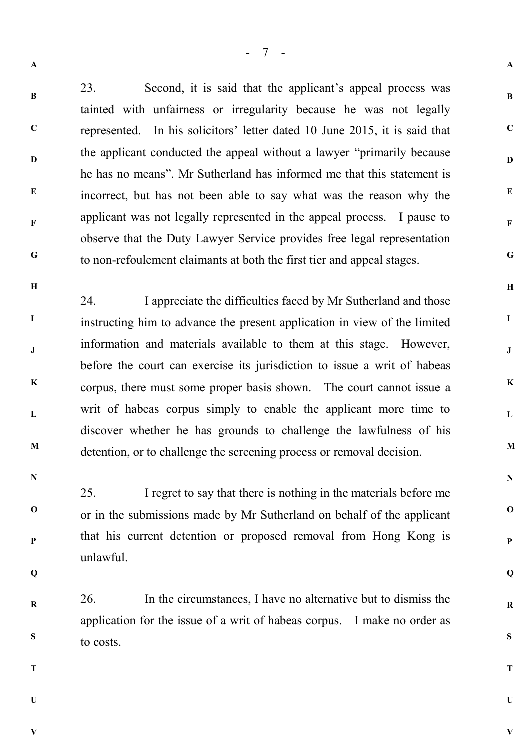23. Second, it is said that the applicant's appeal process was tainted with unfairness or irregularity because he was not legally represented. In his solicitors' letter dated 10 June 2015, it is said that the applicant conducted the appeal without a lawyer "primarily because he has no means". Mr Sutherland has informed me that this statement is incorrect, but has not been able to say what was the reason why the applicant was not legally represented in the appeal process. I pause to observe that the Duty Lawyer Service provides free legal representation to non-refoulement claimants at both the first tier and appeal stages.

24. I appreciate the difficulties faced by Mr Sutherland and those instructing him to advance the present application in view of the limited information and materials available to them at this stage. However, before the court can exercise its jurisdiction to issue a writ of habeas corpus, there must some proper basis shown. The court cannot issue a writ of habeas corpus simply to enable the applicant more time to discover whether he has grounds to challenge the lawfulness of his detention, or to challenge the screening process or removal decision.

25. I regret to say that there is nothing in the materials before me or in the submissions made by Mr Sutherland on behalf of the applicant that his current detention or proposed removal from Hong Kong is unlawful.

26. In the circumstances, I have no alternative but to dismiss the application for the issue of a writ of habeas corpus. I make no order as to costs.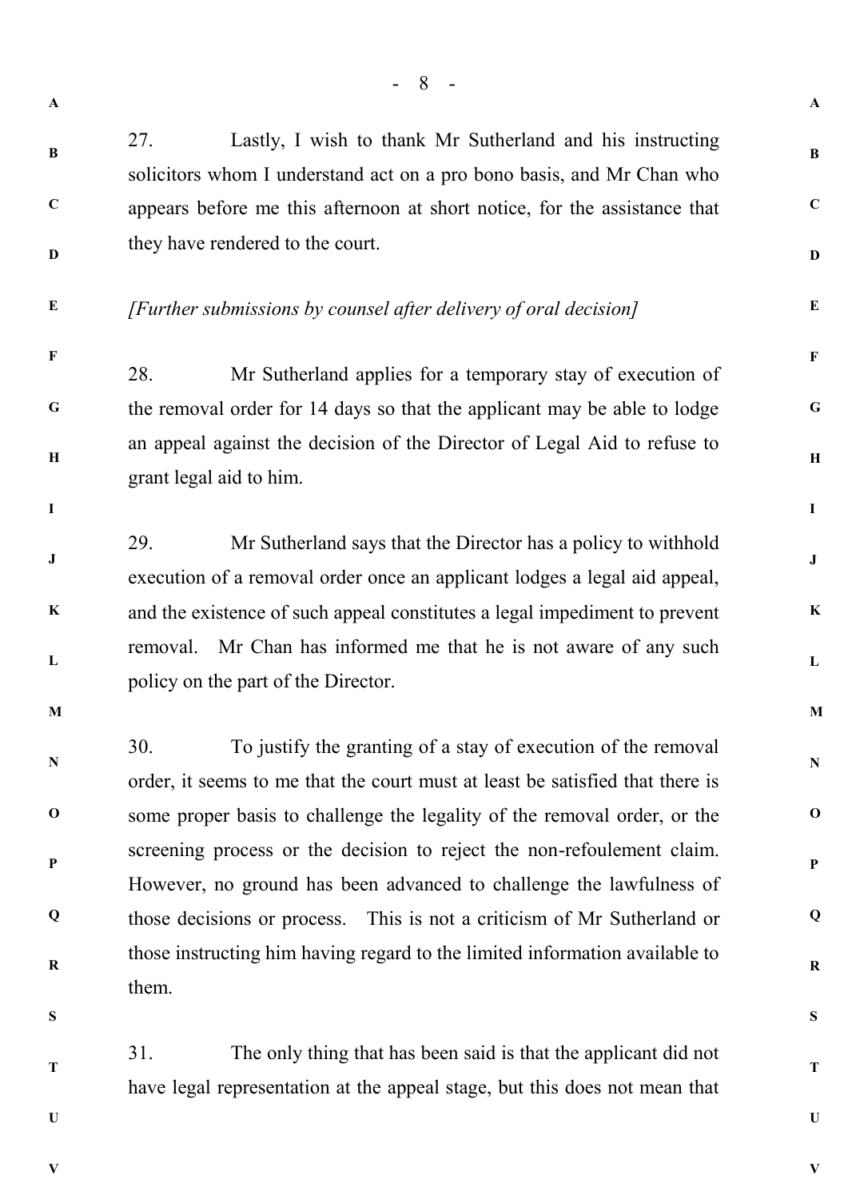27. Lastly, I wish to thank Mr Sutherland and his instructing solicitors whom I understand act on a pro bono basis, and Mr Chan who appears before me this afternoon at short notice, for the assistance that they have rendered to the court.

*[Further submissions by counsel after delivery of oral decision]*

28. Mr Sutherland applies for a temporary stay of execution of the removal order for 14 days so that the applicant may be able to lodge an appeal against the decision of the Director of Legal Aid to refuse to grant legal aid to him.

29. Mr Sutherland says that the Director has a policy to withhold execution of a removal order once an applicant lodges a legal aid appeal, and the existence of such appeal constitutes a legal impediment to prevent removal. Mr Chan has informed me that he is not aware of any such policy on the part of the Director.

30. To justify the granting of a stay of execution of the removal order, it seems to me that the court must at least be satisfied that there is some proper basis to challenge the legality of the removal order, or the screening process or the decision to reject the non-refoulement claim. However, no ground has been advanced to challenge the lawfulness of those decisions or process. This is not a criticism of Mr Sutherland or those instructing him having regard to the limited information available to them.

31. The only thing that has been said is that the applicant did not have legal representation at the appeal stage, but this does not mean that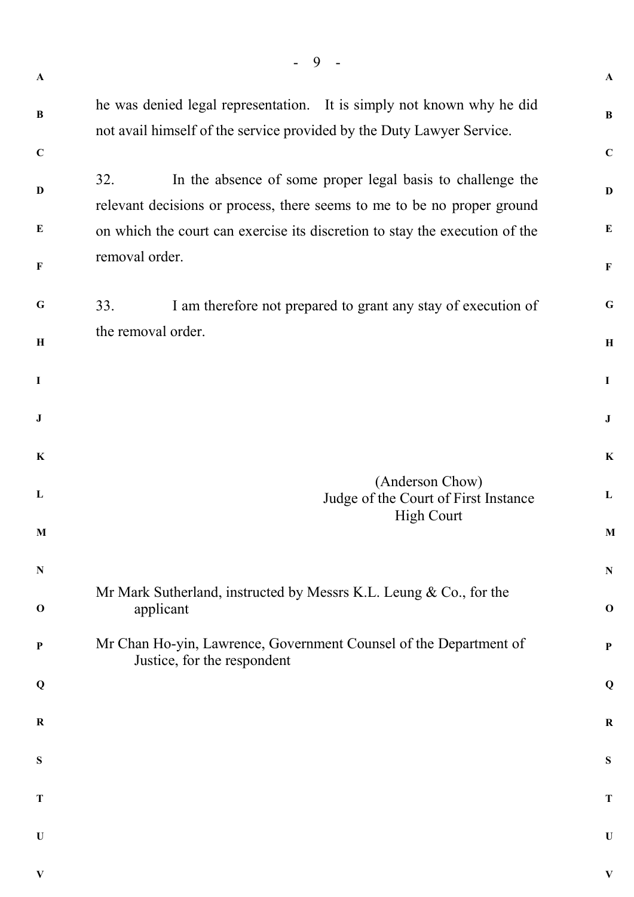he was denied legal representation. It is simply not known why he did not avail himself of the service provided by the Duty Lawyer Service.

32. In the absence of some proper legal basis to challenge the relevant decisions or process, there seems to me to be no proper ground on which the court can exercise its discretion to stay the execution of the removal order.

33. I am therefore not prepared to grant any stay of execution of the removal order.

(Anderson Chow)
Judge of the Court of First Instance
High Court

Mr Mark Sutherland, instructed by Messrs K.L. Leung & Co., for the applicant

Mr Chan Ho-yin, Lawrence, Government Counsel of the Department of Justice, for the respondent